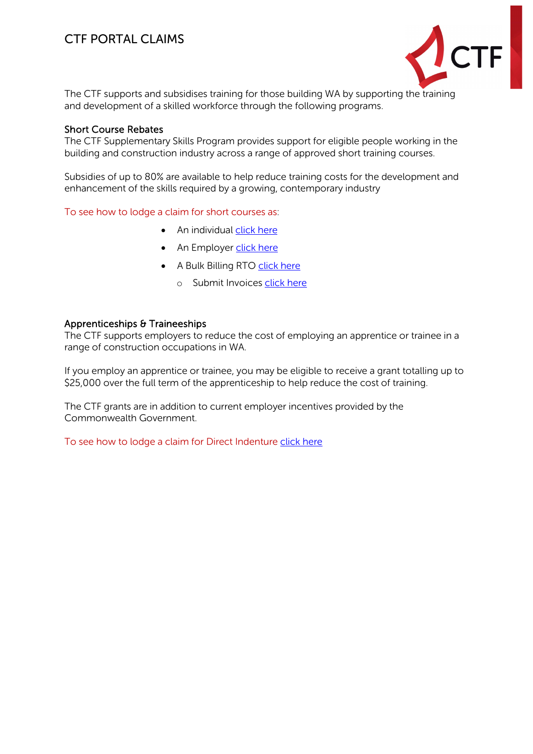# CTF PORTAL CLAIMS

The CTF supports and subsidises training for those building WA by supporting the training and development of a skilled workforce through the following programs.

## Short Course Rebates

The CTF Supplementary Skills Program provides support for eligible people working in the building and construction industry across a range of approved short training courses.

Subsidies of up to 80% are available to help reduce training costs for the development and enhancement of the skills required by a growing, contemporary industry

To see how to lodge a claim for short courses as:

- An individual click here
- An Employer click here
- A Bulk Billing RTO click here
  - Submit Invoices click here

## Apprenticeships & Traineeships

The CTF supports employers to reduce the cost of employing an apprentice or trainee in a range of construction occupations in WA.

If you employ an apprentice or trainee, you may be eligible to receive a grant totalling up to $25,000 over the full term of the apprenticeship to help reduce the cost of training.

The CTF grants are in addition to current employer incentives provided by the Commonwealth Government.

To see how to lodge a claim for Direct Indenture click here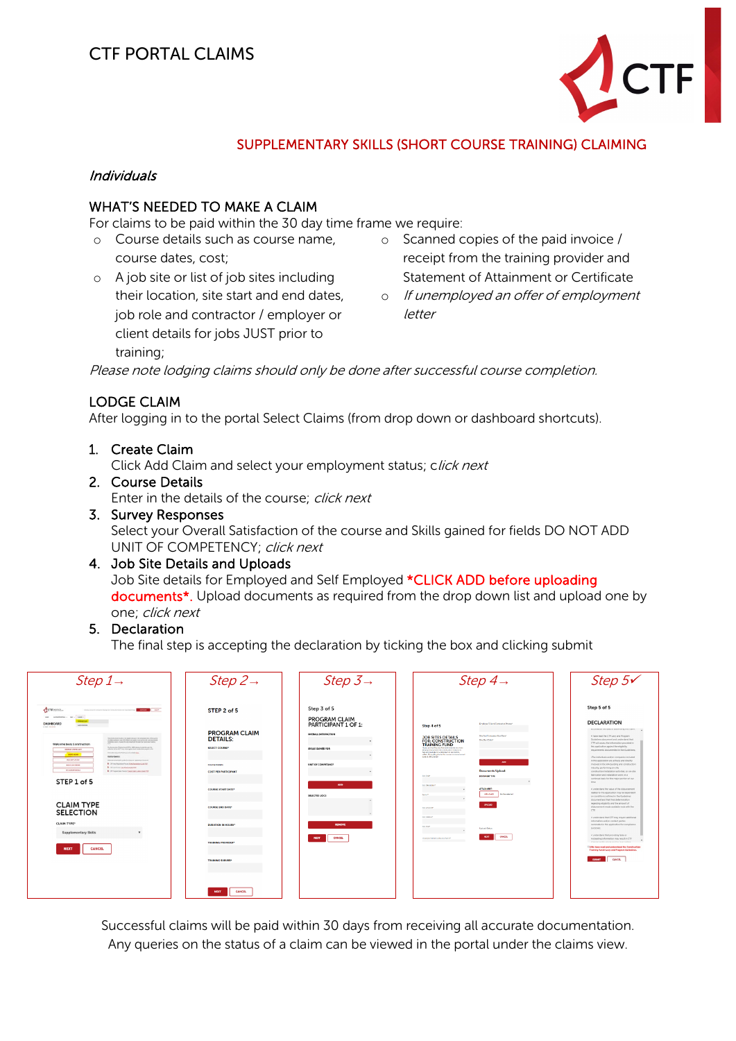# CTF PORTAL CLAIMS

## SUPPLEMENTARY SKILLS (SHORT COURSE TRAINING) CLAIMING

*Individuals*

### WHAT'S NEEDED TO MAKE A CLAIM

For claims to be paid within the 30 day time frame we require:

- Course details such as course name, course dates, cost;
- A job site or list of job sites including their location, site start and end dates, job role and contractor / employer or client details for jobs JUST prior to training;
- Scanned copies of the paid invoice / receipt from the training provider and Statement of Attainment or Certificate
- *If unemployed an offer of employment letter*

*Please note lodging claims should only be done after successful course completion.*

### LODGE CLAIM

After logging in to the portal Select Claims (from drop down or dashboard shortcuts).

1. Create Claim
   Click Add Claim and select your employment status; c*lick next*
2. Course Details
   Enter in the details of the course; *click next*
3. Survey Responses
   Select your Overall Satisfaction of the course and Skills gained for fields DO NOT ADD UNIT OF COMPETENCY; *click next*
4. Job Site Details and Uploads
   Job Site details for Employed and Self Employed *CLICK ADD before uploading documents*. Upload documents as required from the drop down list and upload one by one; *click next*
5. Declaration
   The final step is accepting the declaration by ticking the box and clicking submit

*Step 1→* *Step 2→* *Step 3→* *Step 4→* *Step 5✓*

Successful claims will be paid within 30 days from receiving all accurate documentation. Any queries on the status of a claim can be viewed in the portal under the claims view.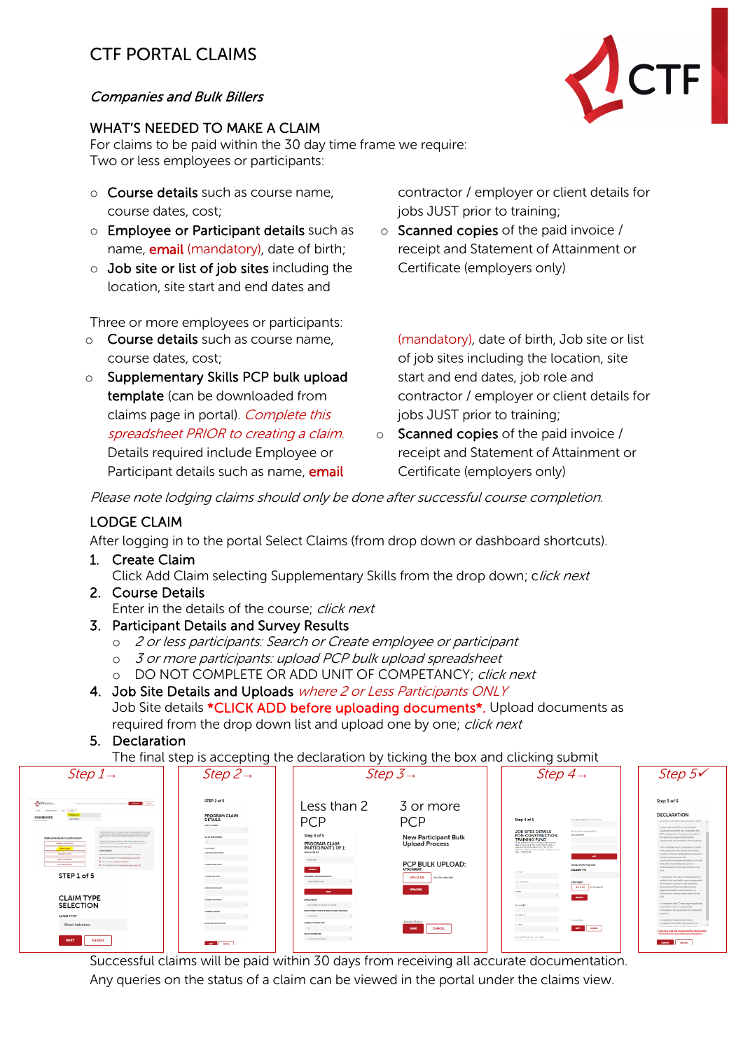# CTF PORTAL CLAIMS

*Companies and Bulk Billers*

## WHAT'S NEEDED TO MAKE A CLAIM

For claims to be paid within the 30 day time frame we require:
Two or less employees or participants:

- Course details such as course name, course dates, cost;
- Employee or Participant details such as name, email (mandatory), date of birth;
- Job site or list of job sites including the location, site start and end dates and contractor / employer or client details for jobs JUST prior to training;
- Scanned copies of the paid invoice / receipt and Statement of Attainment or Certificate (employers only)

Three or more employees or participants:

- Course details such as course name, course dates, cost;
- Supplementary Skills PCP bulk upload template (can be downloaded from claims page in portal). *Complete this spreadsheet PRIOR to creating a claim.* Details required include Employee or Participant details such as name, email (mandatory), date of birth, Job site or list of job sites including the location, site start and end dates, job role and contractor / employer or client details for jobs JUST prior to training;
- Scanned copies of the paid invoice / receipt and Statement of Attainment or Certificate (employers only)

*Please note lodging claims should only be done after successful course completion.*

## LODGE CLAIM

After logging in to the portal Select Claims (from drop down or dashboard shortcuts).

1. Create Claim
   Click Add Claim selecting Supplementary Skills from the drop down; *click next*
2. Course Details
   Enter in the details of the course; *click next*
3. Participant Details and Survey Results
   - *2 or less participants: Search or Create employee or participant*
   - *3 or more participants: upload PCP bulk upload spreadsheet*
   - DO NOT COMPLETE OR ADD UNIT OF COMPETANCY; *click next*
4. Job Site Details and Uploads *where 2 or Less Participants ONLY*
   Job Site details *CLICK ADD before uploading documents*. Upload documents as required from the drop down list and upload one by one; *click next*
5. Declaration
   The final step is accepting the declaration by ticking the box and clicking submit

*Step 1→* *Step 2→* *Step 3→* *Step 4→* *Step 5✓*

Successful claims will be paid within 30 days from receiving all accurate documentation.
Any queries on the status of a claim can be viewed in the portal under the claims view.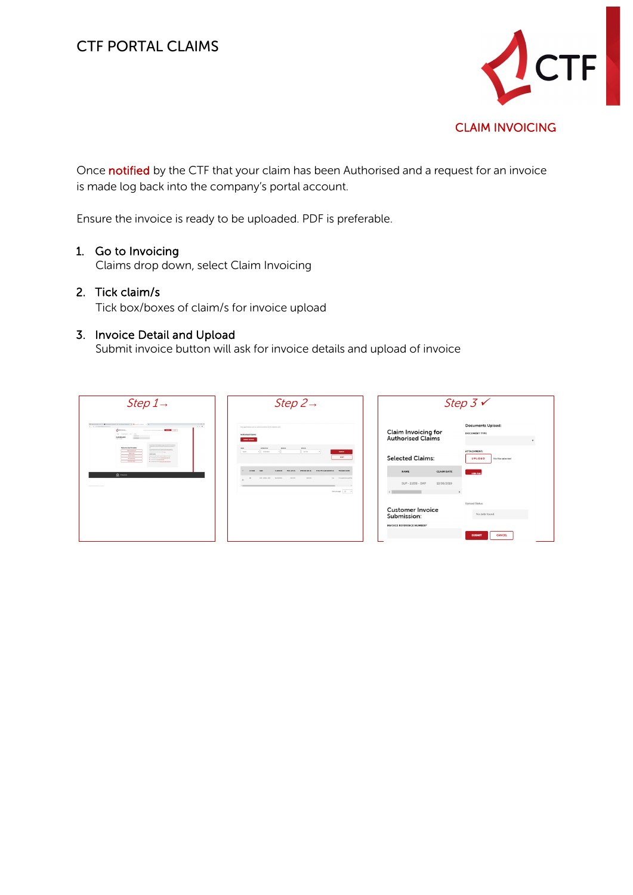# CTF PORTAL CLAIMS

## CLAIM INVOICING

Once notified by the CTF that your claim has been Authorised and a request for an invoice is made log back into the company's portal account.

Ensure the invoice is ready to be uploaded. PDF is preferable.

1. **Go to Invoicing**
   Claims drop down, select Claim Invoicing

2. **Tick claim/s**
   Tick box/boxes of claim/s for invoice upload

3. **Invoice Detail and Upload**
   Submit invoice button will ask for invoice details and upload of invoice

*Step 1→*

*Step 2→*

*Step 3 ✓*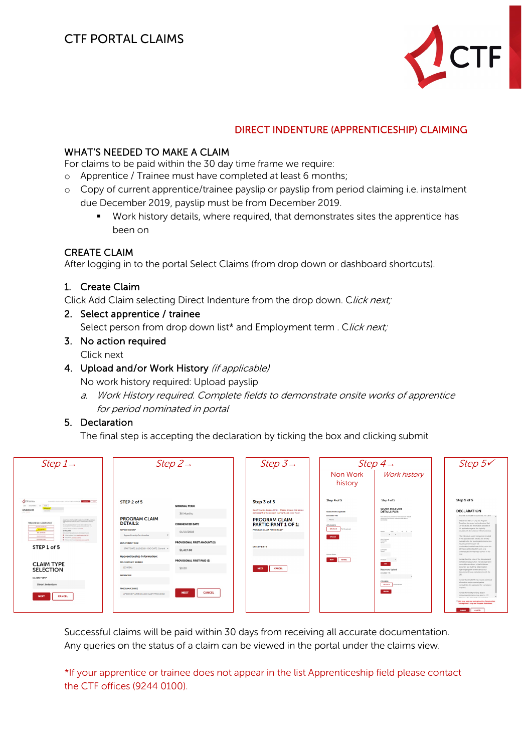# CTF PORTAL CLAIMS

## DIRECT INDENTURE (APPRENTICESHIP) CLAIMING

### WHAT'S NEEDED TO MAKE A CLAIM

For claims to be paid within the 30 day time frame we require:

- Apprentice / Trainee must have completed at least 6 months;
- Copy of current apprentice/trainee payslip or payslip from period claiming i.e. instalment due December 2019, payslip must be from December 2019.
  - Work history details, where required, that demonstrates sites the apprentice has been on

### CREATE CLAIM

After logging in to the portal Select Claims (from drop down or dashboard shortcuts).

1. **Create Claim**
   Click Add Claim selecting Direct Indenture from the drop down. C*lick next;*
2. **Select apprentice / trainee**
   Select person from drop down list* and Employment term . C*lick next;*
3. **No action required**
   Click next
4. **Upload and/or Work History** *(if applicable)*
   No work history required: Upload payslip
   a. *Work History required. Complete fields to demonstrate onsite works of apprentice for period nominated in portal*
5. **Declaration**
   The final step is accepting the declaration by ticking the box and clicking submit

| *Step 1→* | *Step 2→* | *Step 3→* | *Step 4→* | | *Step 5✓* |
|---|---|---|---|---|---|
| | | | Non Work history | *Work history* | |

Successful claims will be paid within 30 days from receiving all accurate documentation.
Any queries on the status of a claim can be viewed in the portal under the claims view.

*If your apprentice or trainee does not appear in the list Apprenticeship field please contact the CTF offices (9244 0100).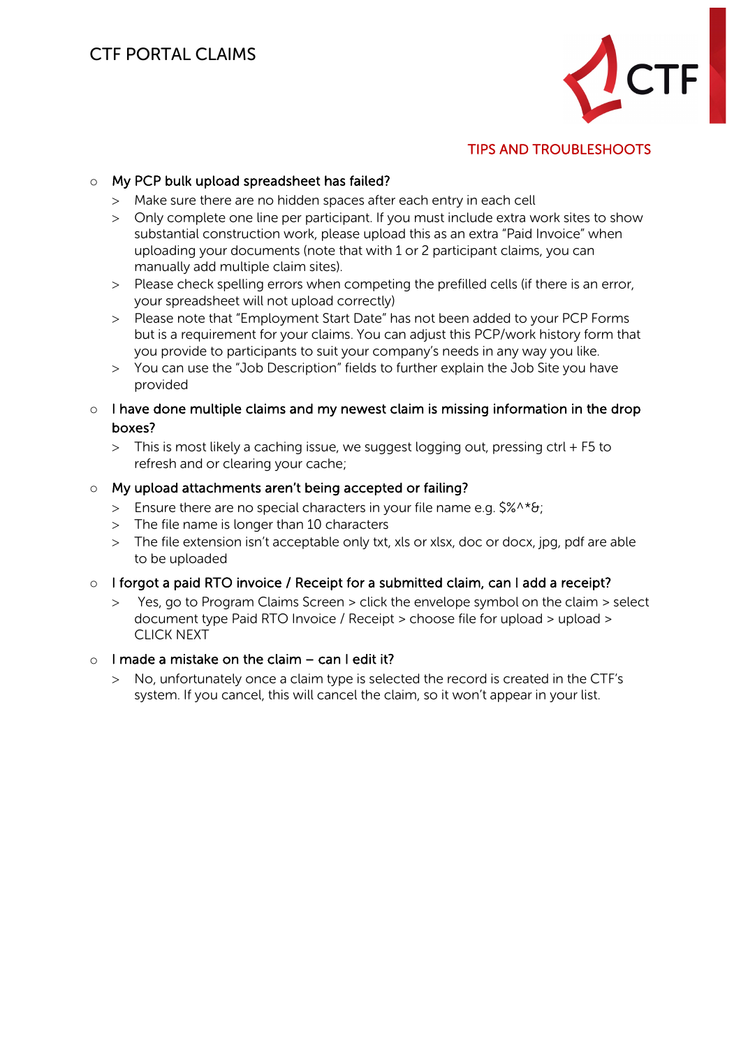# CTF PORTAL CLAIMS

## TIPS AND TROUBLESHOOTS

- **My PCP bulk upload spreadsheet has failed?**
  - > Make sure there are no hidden spaces after each entry in each cell
  - > Only complete one line per participant. If you must include extra work sites to show substantial construction work, please upload this as an extra "Paid Invoice" when uploading your documents (note that with 1 or 2 participant claims, you can manually add multiple claim sites).
  - > Please check spelling errors when competing the prefilled cells (if there is an error, your spreadsheet will not upload correctly)
  - > Please note that "Employment Start Date" has not been added to your PCP Forms but is a requirement for your claims. You can adjust this PCP/work history form that you provide to participants to suit your company's needs in any way you like.
  - > You can use the "Job Description" fields to further explain the Job Site you have provided
- **I have done multiple claims and my newest claim is missing information in the drop boxes?**
  - > This is most likely a caching issue, we suggest logging out, pressing ctrl + F5 to refresh and or clearing your cache;
- **My upload attachments aren't being accepted or failing?**
  - > Ensure there are no special characters in your file name e.g. $%^*&;
  - > The file name is longer than 10 characters
  - > The file extension isn't acceptable only txt, xls or xlsx, doc or docx, jpg, pdf are able to be uploaded
- **I forgot a paid RTO invoice / Receipt for a submitted claim, can I add a receipt?**
  - > Yes, go to Program Claims Screen > click the envelope symbol on the claim > select document type Paid RTO Invoice / Receipt > choose file for upload > upload > CLICK NEXT
- **I made a mistake on the claim – can I edit it?**
  - > No, unfortunately once a claim type is selected the record is created in the CTF's system. If you cancel, this will cancel the claim, so it won't appear in your list.